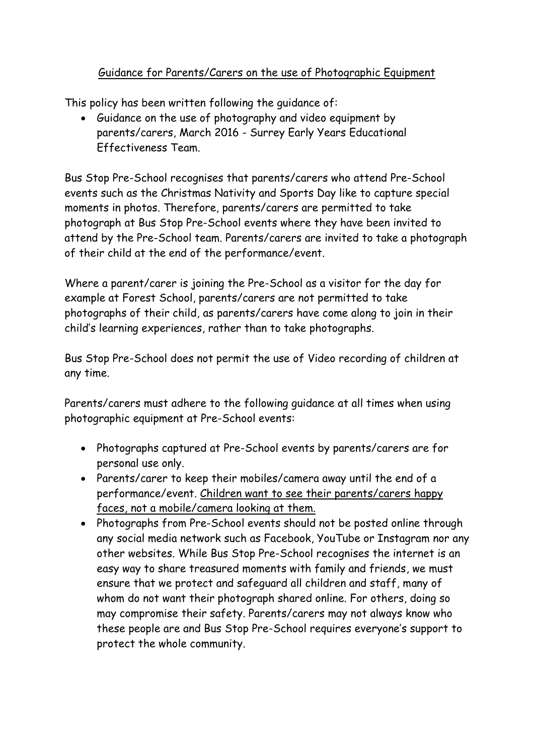# <u>Guidance for Parents/Carers on the use of Photographic Equipment</u>

This policy has been written following the guidance of:

- Guidance on the use of photography and video equipment by parents/carers, March 2016 - Surrey Early Years Educational Effectiveness Team.

Bus Stop Pre-School recognises that parents/carers who attend Pre-School events such as the Christmas Nativity and Sports Day like to capture special moments in photos. Therefore, parents/carers are permitted to take photograph at Bus Stop Pre-School events where they have been invited to attend by the Pre-School team. Parents/carers are invited to take a photograph of their child at the end of the performance/event.

Where a parent/carer is joining the Pre-School as a visitor for the day for example at Forest School, parents/carers are not permitted to take photographs of their child, as parents/carers have come along to join in their child's learning experiences, rather than to take photographs.

Bus Stop Pre-School does not permit the use of Video recording of children at any time.

Parents/carers must adhere to the following guidance at all times when using photographic equipment at Pre-School events:

- Photographs captured at Pre-School events by parents/carers are for personal use only.
- Parents/carer to keep their mobiles/camera away until the end of a performance/event. <u>Children want to see their parents/carers happy faces, not a mobile/camera looking at them.</u>
- Photographs from Pre-School events should not be posted online through any social media network such as Facebook, YouTube or Instagram nor any other websites. While Bus Stop Pre-School recognises the internet is an easy way to share treasured moments with family and friends, we must ensure that we protect and safeguard all children and staff, many of whom do not want their photograph shared online. For others, doing so may compromise their safety. Parents/carers may not always know who these people are and Bus Stop Pre-School requires everyone's support to protect the whole community.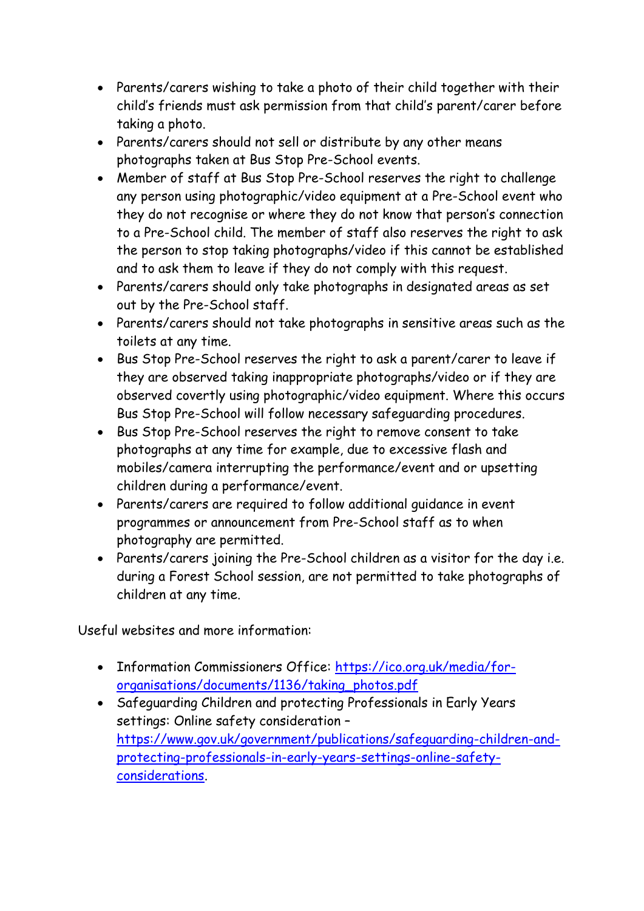- Parents/carers wishing to take a photo of their child together with their child's friends must ask permission from that child's parent/carer before taking a photo.
- Parents/carers should not sell or distribute by any other means photographs taken at Bus Stop Pre-School events.
- Member of staff at Bus Stop Pre-School reserves the right to challenge any person using photographic/video equipment at a Pre-School event who they do not recognise or where they do not know that person's connection to a Pre-School child. The member of staff also reserves the right to ask the person to stop taking photographs/video if this cannot be established and to ask them to leave if they do not comply with this request.
- Parents/carers should only take photographs in designated areas as set out by the Pre-School staff.
- Parents/carers should not take photographs in sensitive areas such as the toilets at any time.
- Bus Stop Pre-School reserves the right to ask a parent/carer to leave if they are observed taking inappropriate photographs/video or if they are observed covertly using photographic/video equipment. Where this occurs Bus Stop Pre-School will follow necessary safeguarding procedures.
- Bus Stop Pre-School reserves the right to remove consent to take photographs at any time for example, due to excessive flash and mobiles/camera interrupting the performance/event and or upsetting children during a performance/event.
- Parents/carers are required to follow additional guidance in event programmes or announcement from Pre-School staff as to when photography are permitted.
- Parents/carers joining the Pre-School children as a visitor for the day i.e. during a Forest School session, are not permitted to take photographs of children at any time.

Useful websites and more information:

- Information Commissioners Office: [https://ico.org.uk/media/for-organisations/documents/1136/taking_photos.pdf](https://ico.org.uk/media/for-organisations/documents/1136/taking_photos.pdf)
- Safeguarding Children and protecting Professionals in Early Years settings: Online safety consideration – [https://www.gov.uk/government/publications/safeguarding-children-and-protecting-professionals-in-early-years-settings-online-safety-considerations](https://www.gov.uk/government/publications/safeguarding-children-and-protecting-professionals-in-early-years-settings-online-safety-considerations).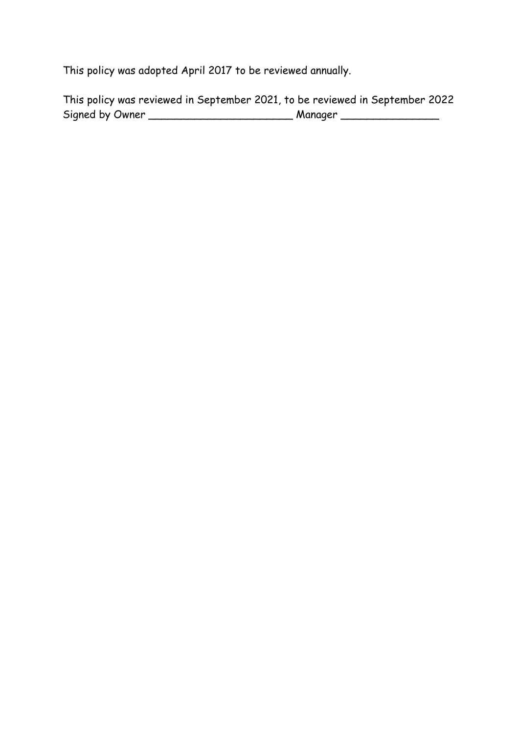This policy was adopted April 2017 to be reviewed annually.

This policy was reviewed in September 2021, to be reviewed in September 2022
Signed by Owner ______________________ Manager _______________